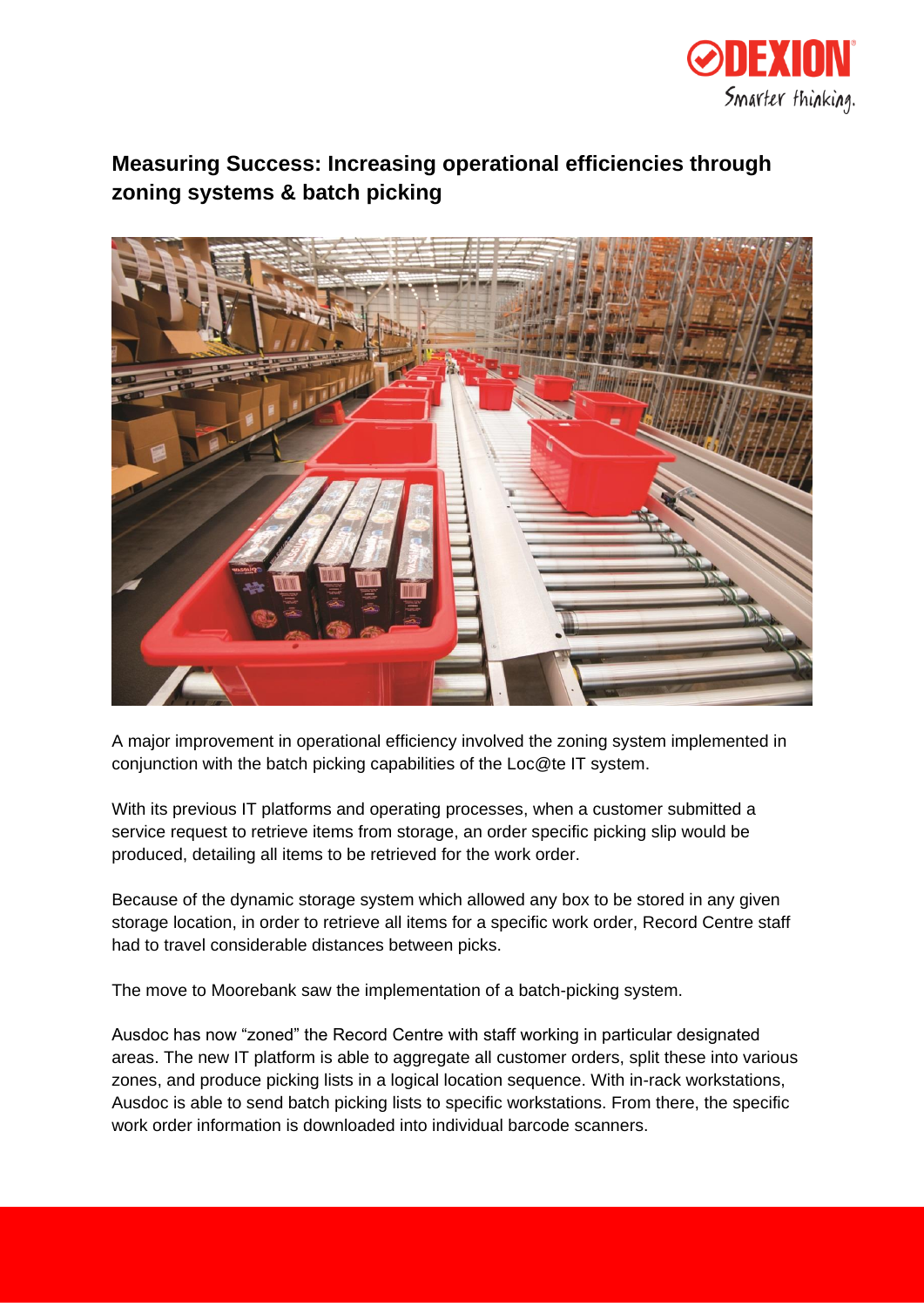# Measuring Success: Increasing operational efficiencies through zoning systems & batch picking

A major improvement in operational efficiency involved the zoning system implemented in conjunction with the batch picking capabilities of the Loc@te IT system.

With its previous IT platforms and operating processes, when a customer submitted a service request to retrieve items from storage, an order specific picking slip would be produced, detailing all items to be retrieved for the work order.

Because of the dynamic storage system which allowed any box to be stored in any given storage location, in order to retrieve all items for a specific work order, Record Centre staff had to travel considerable distances between picks.

The move to Moorebank saw the implementation of a batch-picking system.

Ausdoc has now "zoned" the Record Centre with staff working in particular designated areas. The new IT platform is able to aggregate all customer orders, split these into various zones, and produce picking lists in a logical location sequence. With in-rack workstations, Ausdoc is able to send batch picking lists to specific workstations. From there, the specific work order information is downloaded into individual barcode scanners.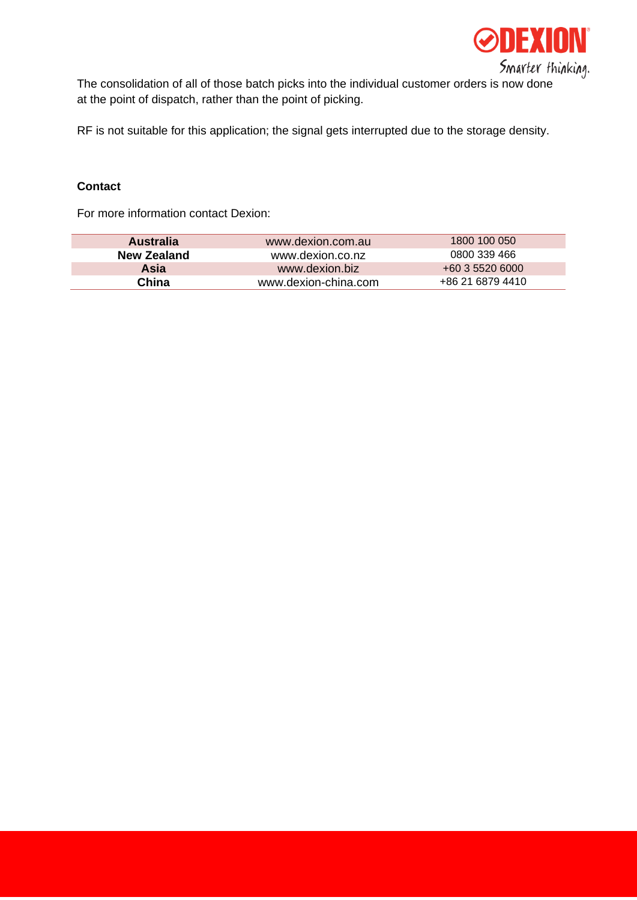The consolidation of all of those batch picks into the individual customer orders is now done at the point of dispatch, rather than the point of picking.

RF is not suitable for this application; the signal gets interrupted due to the storage density.

**Contact**

For more information contact Dexion:

| | | |
|---|---|---|
| **Australia** | www.dexion.com.au | 1800 100 050 |
| **New Zealand** | www.dexion.co.nz | 0800 339 466 |
| **Asia** | www.dexion.biz | +60 3 5520 6000 |
| **China** | www.dexion-china.com | +86 21 6879 4410 |